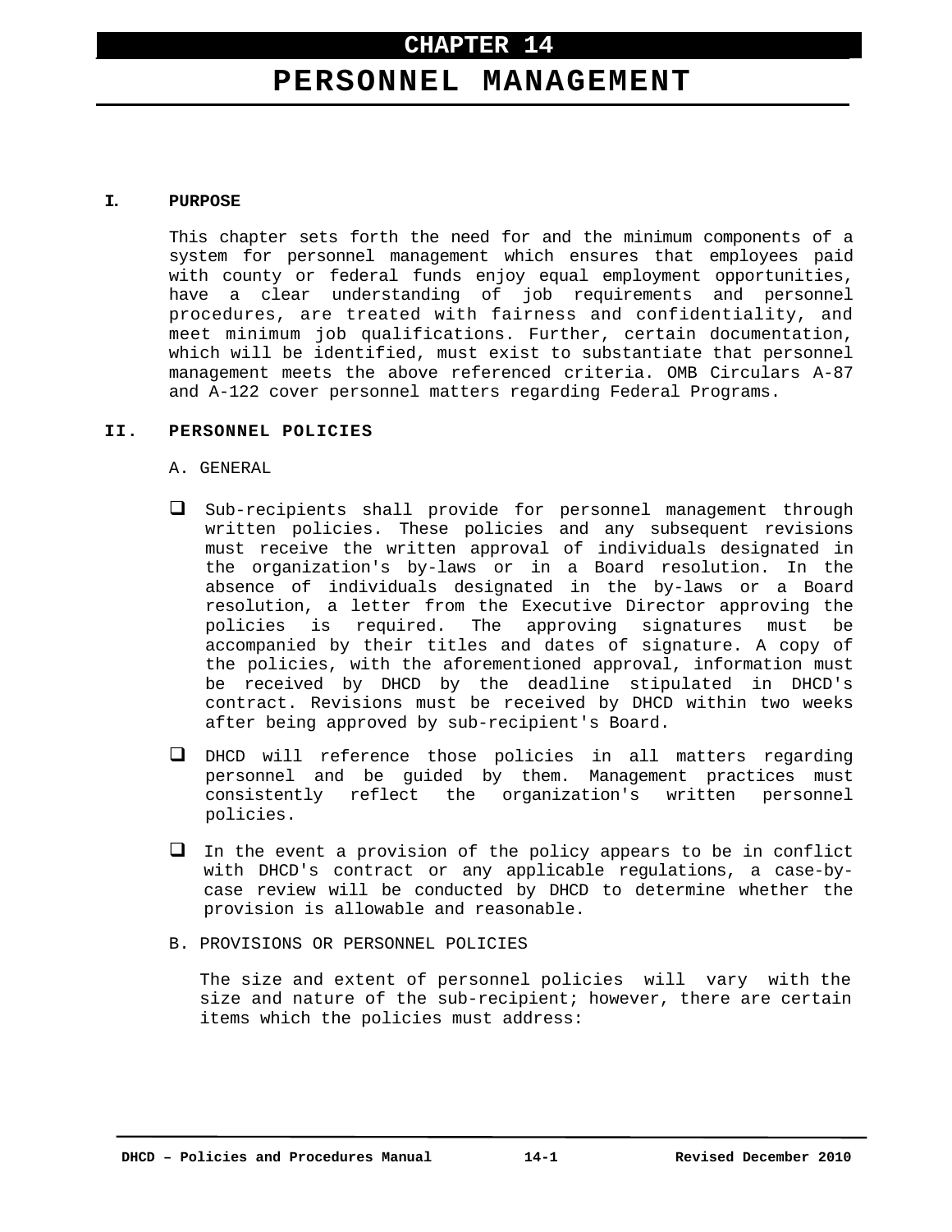# CHAPTER 14
# PERSONNEL MANAGEMENT

## I. PURPOSE

This chapter sets forth the need for and the minimum components of a system for personnel management which ensures that employees paid with county or federal funds enjoy equal employment opportunities, have a clear understanding of job requirements and personnel procedures, are treated with fairness and confidentiality, and meet minimum job qualifications. Further, certain documentation, which will be identified, must exist to substantiate that personnel management meets the above referenced criteria. OMB Circulars A-87 and A-122 cover personnel matters regarding Federal Programs.

## II. PERSONNEL POLICIES

### A. GENERAL

- Sub-recipients shall provide for personnel management through written policies. These policies and any subsequent revisions must receive the written approval of individuals designated in the organization's by-laws or in a Board resolution. In the absence of individuals designated in the by-laws or a Board resolution, a letter from the Executive Director approving the policies is required. The approving signatures must be accompanied by their titles and dates of signature. A copy of the policies, with the aforementioned approval, information must be received by DHCD by the deadline stipulated in DHCD's contract. Revisions must be received by DHCD within two weeks after being approved by sub-recipient's Board.
- DHCD will reference those policies in all matters regarding personnel and be guided by them. Management practices must consistently reflect the organization's written personnel policies.
- In the event a provision of the policy appears to be in conflict with DHCD's contract or any applicable regulations, a case-by-case review will be conducted by DHCD to determine whether the provision is allowable and reasonable.

### B. PROVISIONS OR PERSONNEL POLICIES

The size and extent of personnel policies will vary with the size and nature of the sub-recipient; however, there are certain items which the policies must address: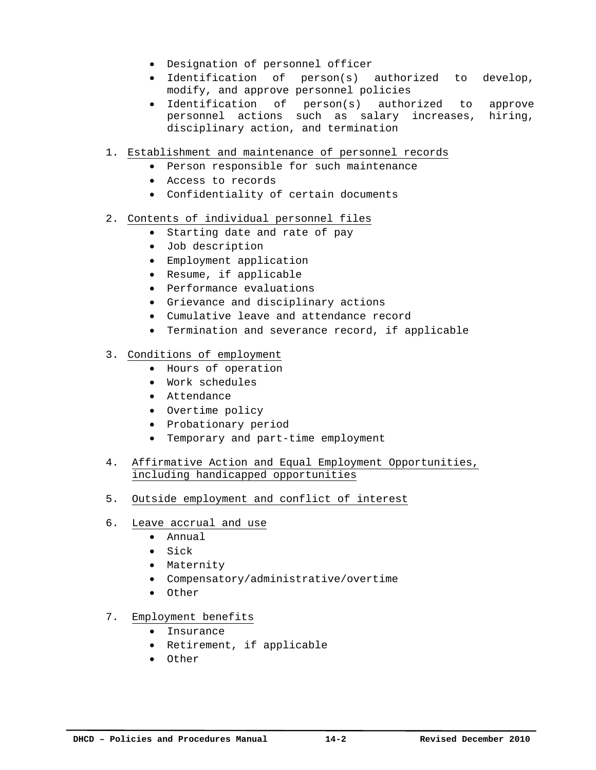- Designation of personnel officer
- Identification of person(s) authorized to develop, modify, and approve personnel policies
- Identification of person(s) authorized to approve personnel actions such as salary increases, hiring, disciplinary action, and termination

1. <u>Establishment and maintenance of personnel records</u>
    - Person responsible for such maintenance
    - Access to records
    - Confidentiality of certain documents

2. <u>Contents of individual personnel files</u>
    - Starting date and rate of pay
    - Job description
    - Employment application
    - Resume, if applicable
    - Performance evaluations
    - Grievance and disciplinary actions
    - Cumulative leave and attendance record
    - Termination and severance record, if applicable

3. <u>Conditions of employment</u>
    - Hours of operation
    - Work schedules
    - Attendance
    - Overtime policy
    - Probationary period
    - Temporary and part-time employment

4. <u>Affirmative Action and Equal Employment Opportunities, including handicapped opportunities</u>

5. <u>Outside employment and conflict of interest</u>

6. <u>Leave accrual and use</u>
    - Annual
    - Sick
    - Maternity
    - Compensatory/administrative/overtime
    - Other

7. <u>Employment benefits</u>
    - Insurance
    - Retirement, if applicable
    - Other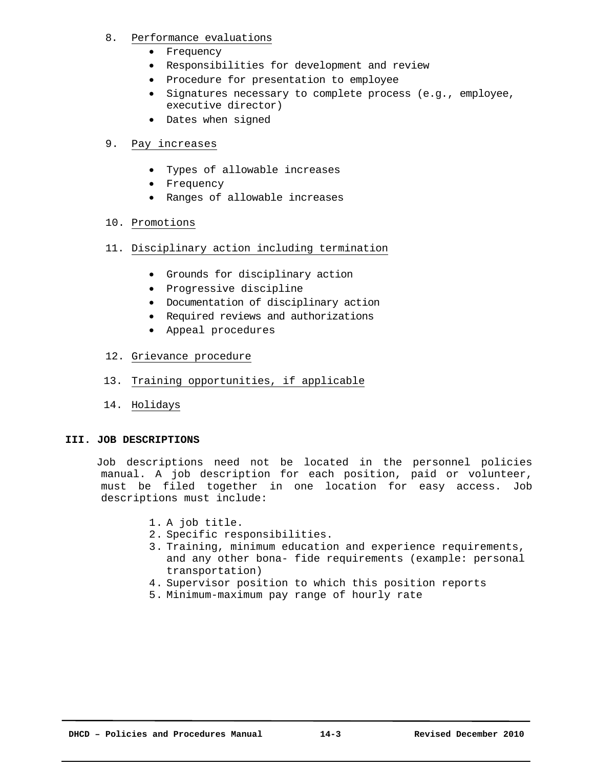8. Performance evaluations
    - Frequency
    - Responsibilities for development and review
    - Procedure for presentation to employee
    - Signatures necessary to complete process (e.g., employee, executive director)
    - Dates when signed

9. Pay increases
    - Types of allowable increases
    - Frequency
    - Ranges of allowable increases

10. Promotions

11. Disciplinary action including termination
    - Grounds for disciplinary action
    - Progressive discipline
    - Documentation of disciplinary action
    - Required reviews and authorizations
    - Appeal procedures

12. Grievance procedure

13. Training opportunities, if applicable

14. Holidays

## III. JOB DESCRIPTIONS

Job descriptions need not be located in the personnel policies manual. A job description for each position, paid or volunteer, must be filed together in one location for easy access. Job descriptions must include:

1. A job title.
2. Specific responsibilities.
3. Training, minimum education and experience requirements, and any other bona- fide requirements (example: personal transportation)
4. Supervisor position to which this position reports
5. Minimum-maximum pay range of hourly rate